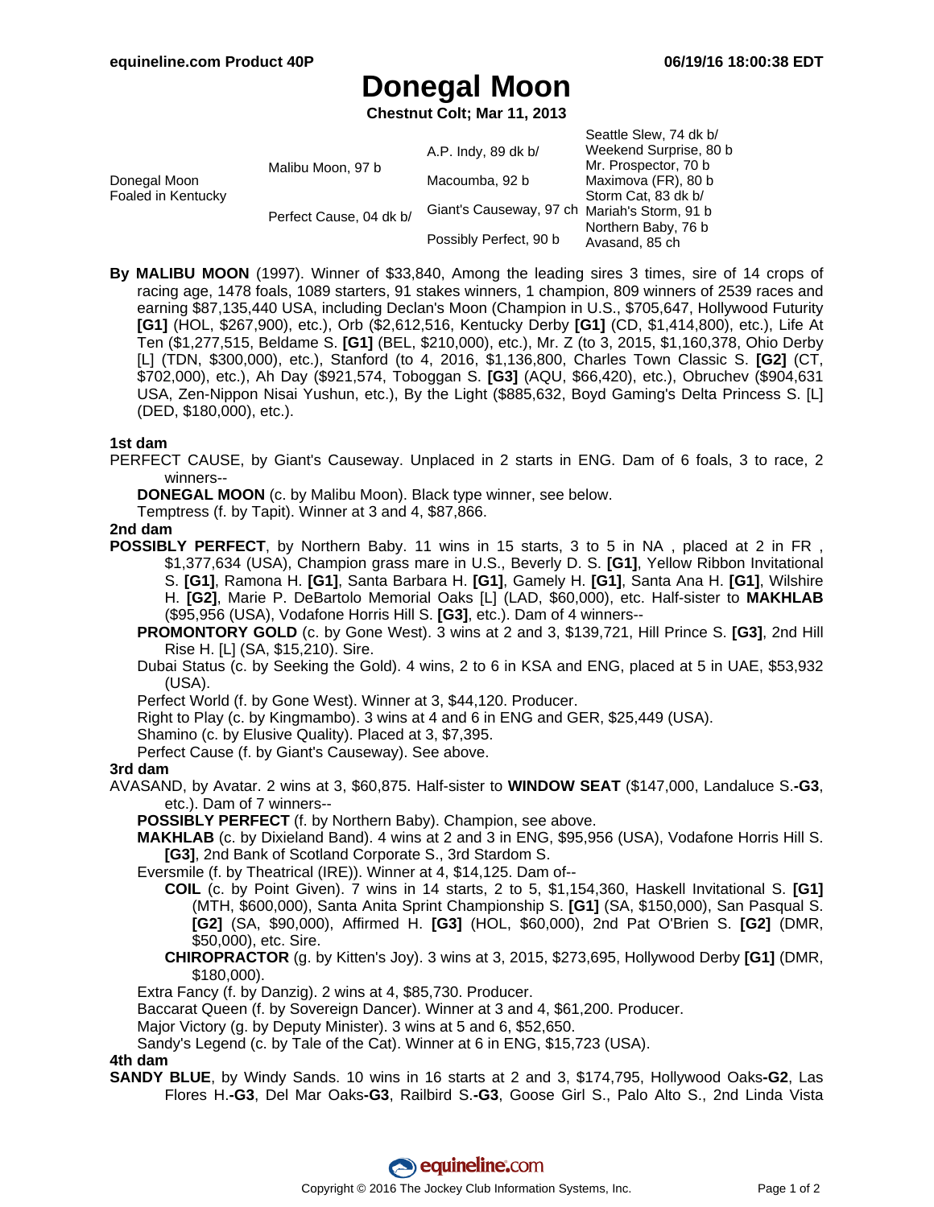# Donegal Moon

**Chestnut Colt; Mar 11, 2013**

| | | | |
|---|---|---|---|
| Donegal Moon Foaled in Kentucky | Malibu Moon, 97 b | A.P. Indy, 89 dk b/ | Seattle Slew, 74 dk b/ |
| | | | Weekend Surprise, 80 b |
| | | Macoumba, 92 b | Mr. Prospector, 70 b |
| | | | Maximova (FR), 80 b |
| | Perfect Cause, 04 dk b/ | Giant's Causeway, 97 ch | Storm Cat, 83 dk b/ |
| | | | Mariah's Storm, 91 b |
| | | Possibly Perfect, 90 b | Northern Baby, 76 b |
| | | | Avasand, 85 ch |

**By MALIBU MOON** (1997). Winner of $33,840, Among the leading sires 3 times, sire of 14 crops of racing age, 1478 foals, 1089 starters, 91 stakes winners, 1 champion, 809 winners of 2539 races and earning $87,135,440 USA, including Declan's Moon (Champion in U.S., $705,647, Hollywood Futurity **[G1]** (HOL, $267,900), etc.), Orb ($2,612,516, Kentucky Derby **[G1]** (CD, $1,414,800), etc.), Life At Ten ($1,277,515, Beldame S. **[G1]** (BEL, $210,000), etc.), Mr. Z (to 3, 2015, $1,160,378, Ohio Derby [L] (TDN, $300,000), etc.), Stanford (to 4, 2016, $1,136,800, Charles Town Classic S. **[G2]** (CT, $702,000), etc.), Ah Day ($921,574, Toboggan S. **[G3]** (AQU, $66,420), etc.), Obruchev ($904,631 USA, Zen-Nippon Nisai Yushun, etc.), By the Light ($885,632, Boyd Gaming's Delta Princess S. [L] (DED, $180,000), etc.).

### 1st dam

PERFECT CAUSE, by Giant's Causeway. Unplaced in 2 starts in ENG. Dam of 6 foals, 3 to race, 2 winners--

- **DONEGAL MOON** (c. by Malibu Moon). Black type winner, see below.
- Temptress (f. by Tapit). Winner at 3 and 4, $87,866.

### 2nd dam

**POSSIBLY PERFECT**, by Northern Baby. 11 wins in 15 starts, 3 to 5 in NA , placed at 2 in FR , $1,377,634 (USA), Champion grass mare in U.S., Beverly D. S. **[G1]**, Yellow Ribbon Invitational S. **[G1]**, Ramona H. **[G1]**, Santa Barbara H. **[G1]**, Gamely H. **[G1]**, Santa Ana H. **[G1]**, Wilshire H. **[G2]**, Marie P. DeBartolo Memorial Oaks [L] (LAD, $60,000), etc. Half-sister to **MAKHLAB** ($95,956 (USA), Vodafone Horris Hill S. **[G3]**, etc.). Dam of 4 winners--

- **PROMONTORY GOLD** (c. by Gone West). 3 wins at 2 and 3, $139,721, Hill Prince S. **[G3]**, 2nd Hill Rise H. [L] (SA, $15,210). Sire.
- Dubai Status (c. by Seeking the Gold). 4 wins, 2 to 6 in KSA and ENG, placed at 5 in UAE, $53,932 (USA).
- Perfect World (f. by Gone West). Winner at 3, $44,120. Producer.
- Right to Play (c. by Kingmambo). 3 wins at 4 and 6 in ENG and GER, $25,449 (USA).
- Shamino (c. by Elusive Quality). Placed at 3, $7,395.
- Perfect Cause (f. by Giant's Causeway). See above.

### 3rd dam

AVASAND, by Avatar. 2 wins at 3, $60,875. Half-sister to **WINDOW SEAT** ($147,000, Landaluce S.**-G3**, etc.). Dam of 7 winners--

- **POSSIBLY PERFECT** (f. by Northern Baby). Champion, see above.
- **MAKHLAB** (c. by Dixieland Band). 4 wins at 2 and 3 in ENG, $95,956 (USA), Vodafone Horris Hill S. **[G3]**, 2nd Bank of Scotland Corporate S., 3rd Stardom S.
- Eversmile (f. by Theatrical (IRE)). Winner at 4, $14,125. Dam of--
  - **COIL** (c. by Point Given). 7 wins in 14 starts, 2 to 5, $1,154,360, Haskell Invitational S. **[G1]** (MTH, $600,000), Santa Anita Sprint Championship S. **[G1]** (SA, $150,000), San Pasqual S. **[G2]** (SA, $90,000), Affirmed H. **[G3]** (HOL, $60,000), 2nd Pat O'Brien S. **[G2]** (DMR, $50,000), etc. Sire.
  - **CHIROPRACTOR** (g. by Kitten's Joy). 3 wins at 3, 2015, $273,695, Hollywood Derby **[G1]** (DMR, $180,000).
- Extra Fancy (f. by Danzig). 2 wins at 4, $85,730. Producer.
- Baccarat Queen (f. by Sovereign Dancer). Winner at 3 and 4, $61,200. Producer.
- Major Victory (g. by Deputy Minister). 3 wins at 5 and 6, $52,650.
- Sandy's Legend (c. by Tale of the Cat). Winner at 6 in ENG, $15,723 (USA).

### 4th dam

**SANDY BLUE**, by Windy Sands. 10 wins in 16 starts at 2 and 3, $174,795, Hollywood Oaks**-G2**, Las Flores H.**-G3**, Del Mar Oaks**-G3**, Railbird S.**-G3**, Goose Girl S., Palo Alto S., 2nd Linda Vista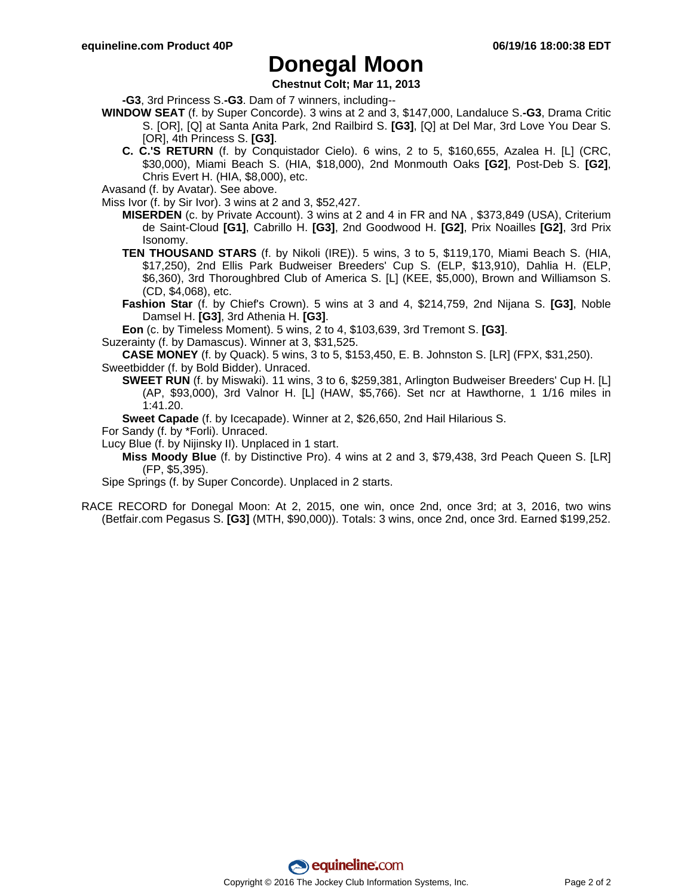# Donegal Moon

**Chestnut Colt; Mar 11, 2013**

**-G3**, 3rd Princess S.**-G3**. Dam of 7 winners, including--

**WINDOW SEAT** (f. by Super Concorde). 3 wins at 2 and 3, $147,000, Landaluce S.**-G3**, Drama Critic S. [OR], [Q] at Santa Anita Park, 2nd Railbird S. **[G3]**, [Q] at Del Mar, 3rd Love You Dear S. [OR], 4th Princess S. **[G3]**.

**C. C.'S RETURN** (f. by Conquistador Cielo). 6 wins, 2 to 5, $160,655, Azalea H. [L] (CRC, $30,000), Miami Beach S. (HIA, $18,000), 2nd Monmouth Oaks **[G2]**, Post-Deb S. **[G2]**, Chris Evert H. (HIA, $8,000), etc.

Avasand (f. by Avatar). See above.

Miss Ivor (f. by Sir Ivor). 3 wins at 2 and 3, $52,427.

**MISERDEN** (c. by Private Account). 3 wins at 2 and 4 in FR and NA , $373,849 (USA), Criterium de Saint-Cloud **[G1]**, Cabrillo H. **[G3]**, 2nd Goodwood H. **[G2]**, Prix Noailles **[G2]**, 3rd Prix Isonomy.

**TEN THOUSAND STARS** (f. by Nikoli (IRE)). 5 wins, 3 to 5, $119,170, Miami Beach S. (HIA, $17,250), 2nd Ellis Park Budweiser Breeders' Cup S. (ELP, $13,910), Dahlia H. (ELP, $6,360), 3rd Thoroughbred Club of America S. [L] (KEE, $5,000), Brown and Williamson S. (CD, $4,068), etc.

**Fashion Star** (f. by Chief's Crown). 5 wins at 3 and 4, $214,759, 2nd Nijana S. **[G3]**, Noble Damsel H. **[G3]**, 3rd Athenia H. **[G3]**.

**Eon** (c. by Timeless Moment). 5 wins, 2 to 4, $103,639, 3rd Tremont S. **[G3]**.

Suzerainty (f. by Damascus). Winner at 3, $31,525.

**CASE MONEY** (f. by Quack). 5 wins, 3 to 5, $153,450, E. B. Johnston S. [LR] (FPX, $31,250).

Sweetbidder (f. by Bold Bidder). Unraced.

**SWEET RUN** (f. by Miswaki). 11 wins, 3 to 6, $259,381, Arlington Budweiser Breeders' Cup H. [L] (AP, $93,000), 3rd Valnor H. [L] (HAW, $5,766). Set ncr at Hawthorne, 1 1/16 miles in 1:41.20.

**Sweet Capade** (f. by Icecapade). Winner at 2, $26,650, 2nd Hail Hilarious S.

For Sandy (f. by *Forli). Unraced.

Lucy Blue (f. by Nijinsky II). Unplaced in 1 start.

**Miss Moody Blue** (f. by Distinctive Pro). 4 wins at 2 and 3, $79,438, 3rd Peach Queen S. [LR] (FP, $5,395).

Sipe Springs (f. by Super Concorde). Unplaced in 2 starts.

RACE RECORD for Donegal Moon: At 2, 2015, one win, once 2nd, once 3rd; at 3, 2016, two wins (Betfair.com Pegasus S. **[G3]** (MTH, $90,000)). Totals: 3 wins, once 2nd, once 3rd. Earned $199,252.